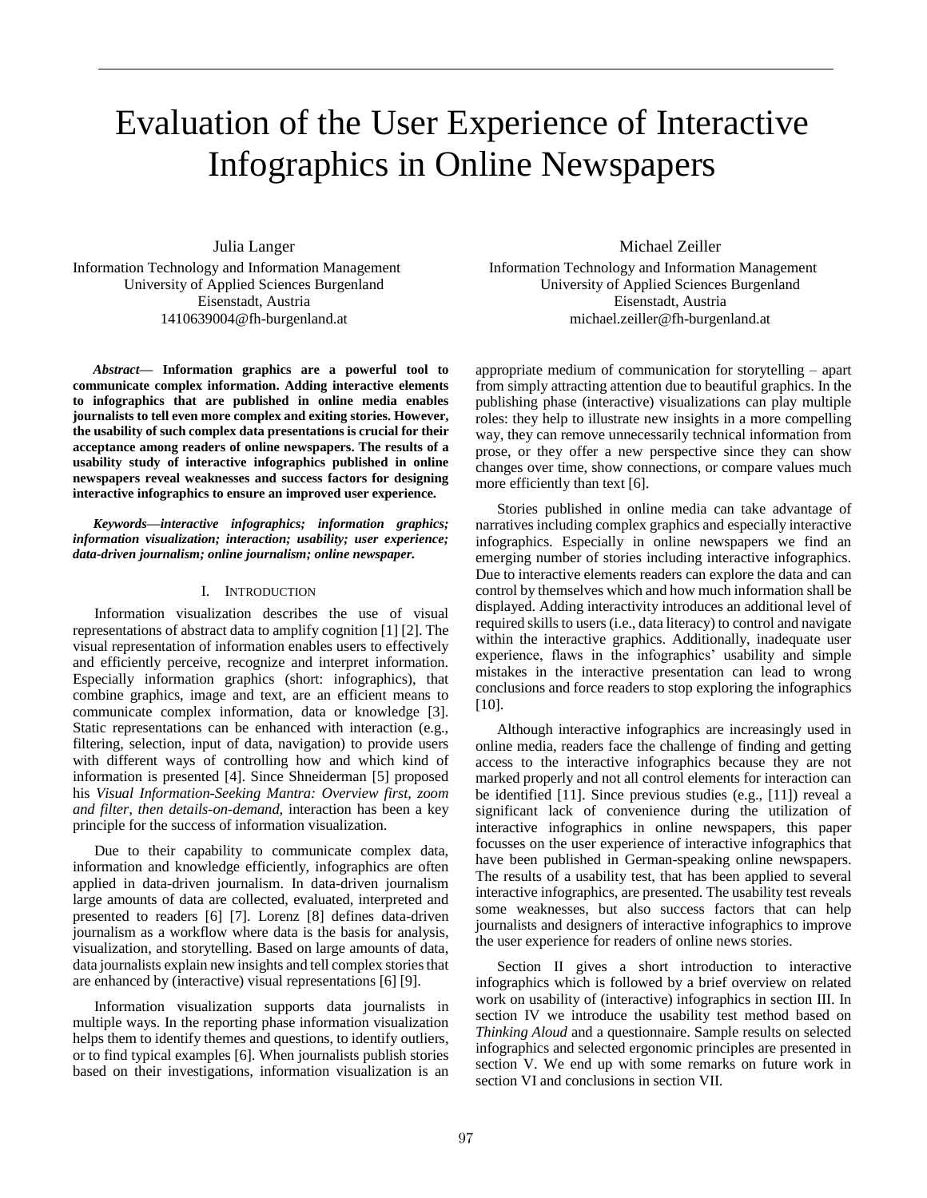# Evaluation of the User Experience of Interactive Infographics in Online Newspapers

Julia Langer
Information Technology and Information Management
University of Applied Sciences Burgenland
Eisenstadt, Austria
1410639004@fh-burgenland.at

Michael Zeiller
Information Technology and Information Management
University of Applied Sciences Burgenland
Eisenstadt, Austria
michael.zeiller@fh-burgenland.at

***Abstract*— Information graphics are a powerful tool to communicate complex information. Adding interactive elements to infographics that are published in online media enables journalists to tell even more complex and exiting stories. However, the usability of such complex data presentations is crucial for their acceptance among readers of online newspapers. The results of a usability study of interactive infographics published in online newspapers reveal weaknesses and success factors for designing interactive infographics to ensure an improved user experience.**

***Keywords—interactive infographics; information graphics; information visualization; interaction; usability; user experience; data-driven journalism; online journalism; online newspaper.***

## I. Introduction

Information visualization describes the use of visual representations of abstract data to amplify cognition [1] [2]. The visual representation of information enables users to effectively and efficiently perceive, recognize and interpret information. Especially information graphics (short: infographics), that combine graphics, image and text, are an efficient means to communicate complex information, data or knowledge [3]. Static representations can be enhanced with interaction (e.g., filtering, selection, input of data, navigation) to provide users with different ways of controlling how and which kind of information is presented [4]. Since Shneiderman [5] proposed his *Visual Information-Seeking Mantra: Overview first, zoom and filter, then details-on-demand*, interaction has been a key principle for the success of information visualization.

Due to their capability to communicate complex data, information and knowledge efficiently, infographics are often applied in data-driven journalism. In data-driven journalism large amounts of data are collected, evaluated, interpreted and presented to readers [6] [7]. Lorenz [8] defines data-driven journalism as a workflow where data is the basis for analysis, visualization, and storytelling. Based on large amounts of data, data journalists explain new insights and tell complex stories that are enhanced by (interactive) visual representations [6] [9].

Information visualization supports data journalists in multiple ways. In the reporting phase information visualization helps them to identify themes and questions, to identify outliers, or to find typical examples [6]. When journalists publish stories based on their investigations, information visualization is an appropriate medium of communication for storytelling – apart from simply attracting attention due to beautiful graphics. In the publishing phase (interactive) visualizations can play multiple roles: they help to illustrate new insights in a more compelling way, they can remove unnecessarily technical information from prose, or they offer a new perspective since they can show changes over time, show connections, or compare values much more efficiently than text [6].

Stories published in online media can take advantage of narratives including complex graphics and especially interactive infographics. Especially in online newspapers we find an emerging number of stories including interactive infographics. Due to interactive elements readers can explore the data and can control by themselves which and how much information shall be displayed. Adding interactivity introduces an additional level of required skills to users (i.e., data literacy) to control and navigate within the interactive graphics. Additionally, inadequate user experience, flaws in the infographics' usability and simple mistakes in the interactive presentation can lead to wrong conclusions and force readers to stop exploring the infographics [10].

Although interactive infographics are increasingly used in online media, readers face the challenge of finding and getting access to the interactive infographics because they are not marked properly and not all control elements for interaction can be identified [11]. Since previous studies (e.g., [11]) reveal a significant lack of convenience during the utilization of interactive infographics in online newspapers, this paper focusses on the user experience of interactive infographics that have been published in German-speaking online newspapers. The results of a usability test, that has been applied to several interactive infographics, are presented. The usability test reveals some weaknesses, but also success factors that can help journalists and designers of interactive infographics to improve the user experience for readers of online news stories.

Section II gives a short introduction to interactive infographics which is followed by a brief overview on related work on usability of (interactive) infographics in section III. In section IV we introduce the usability test method based on *Thinking Aloud* and a questionnaire. Sample results on selected infographics and selected ergonomic principles are presented in section V. We end up with some remarks on future work in section VI and conclusions in section VII.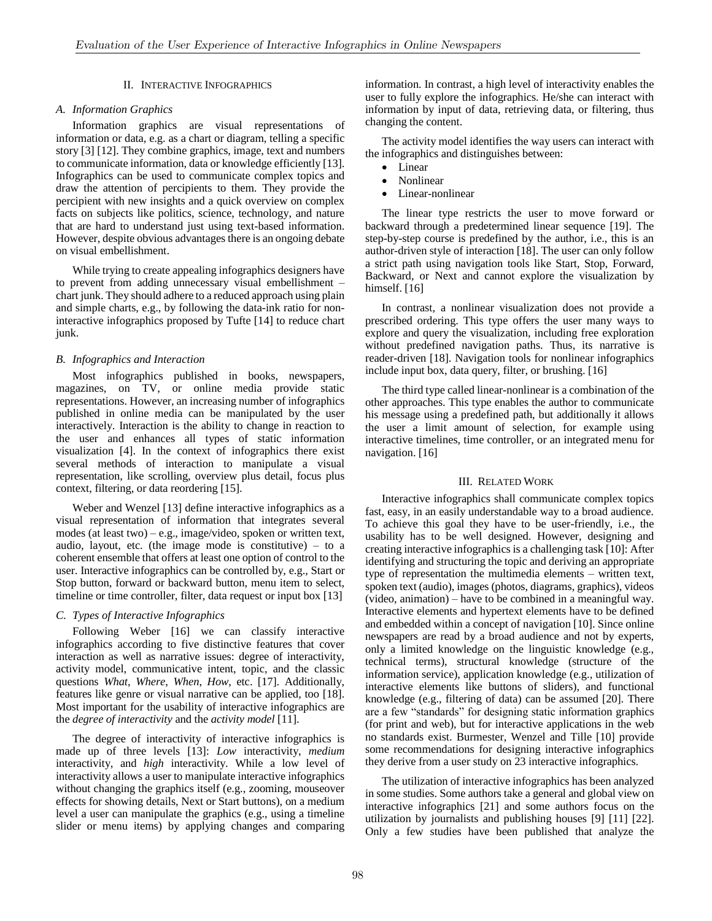## II. Interactive Infographics

### A. Information Graphics

Information graphics are visual representations of information or data, e.g. as a chart or diagram, telling a specific story [3] [12]. They combine graphics, image, text and numbers to communicate information, data or knowledge efficiently [13]. Infographics can be used to communicate complex topics and draw the attention of percipients to them. They provide the percipient with new insights and a quick overview on complex facts on subjects like politics, science, technology, and nature that are hard to understand just using text-based information. However, despite obvious advantages there is an ongoing debate on visual embellishment.

While trying to create appealing infographics designers have to prevent from adding unnecessary visual embellishment – chart junk. They should adhere to a reduced approach using plain and simple charts, e.g., by following the data-ink ratio for non-interactive infographics proposed by Tufte [14] to reduce chart junk.

### B. Infographics and Interaction

Most infographics published in books, newspapers, magazines, on TV, or online media provide static representations. However, an increasing number of infographics published in online media can be manipulated by the user interactively. Interaction is the ability to change in reaction to the user and enhances all types of static information visualization [4]. In the context of infographics there exist several methods of interaction to manipulate a visual representation, like scrolling, overview plus detail, focus plus context, filtering, or data reordering [15].

Weber and Wenzel [13] define interactive infographics as a visual representation of information that integrates several modes (at least two) – e.g., image/video, spoken or written text, audio, layout, etc. (the image mode is constitutive) – to a coherent ensemble that offers at least one option of control to the user. Interactive infographics can be controlled by, e.g., Start or Stop button, forward or backward button, menu item to select, timeline or time controller, filter, data request or input box [13]

### C. Types of Interactive Infographics

Following Weber [16] we can classify interactive infographics according to five distinctive features that cover interaction as well as narrative issues: degree of interactivity, activity model, communicative intent, topic, and the classic questions *What*, *Where*, *When*, *How*, etc. [17]. Additionally, features like genre or visual narrative can be applied, too [18]. Most important for the usability of interactive infographics are the *degree of interactivity* and the *activity model* [11].

The degree of interactivity of interactive infographics is made up of three levels [13]: *Low* interactivity, *medium* interactivity, and *high* interactivity. While a low level of interactivity allows a user to manipulate interactive infographics without changing the graphics itself (e.g., zooming, mouseover effects for showing details, Next or Start buttons), on a medium level a user can manipulate the graphics (e.g., using a timeline slider or menu items) by applying changes and comparing information. In contrast, a high level of interactivity enables the user to fully explore the infographics. He/she can interact with information by input of data, retrieving data, or filtering, thus changing the content.

The activity model identifies the way users can interact with the infographics and distinguishes between:

- Linear
- Nonlinear
- Linear-nonlinear

The linear type restricts the user to move forward or backward through a predetermined linear sequence [19]. The step-by-step course is predefined by the author, i.e., this is an author-driven style of interaction [18]. The user can only follow a strict path using navigation tools like Start, Stop, Forward, Backward, or Next and cannot explore the visualization by himself. [16]

In contrast, a nonlinear visualization does not provide a prescribed ordering. This type offers the user many ways to explore and query the visualization, including free exploration without predefined navigation paths. Thus, its narrative is reader-driven [18]. Navigation tools for nonlinear infographics include input box, data query, filter, or brushing. [16]

The third type called linear-nonlinear is a combination of the other approaches. This type enables the author to communicate his message using a predefined path, but additionally it allows the user a limit amount of selection, for example using interactive timelines, time controller, or an integrated menu for navigation. [16]

## III. Related Work

Interactive infographics shall communicate complex topics fast, easy, in an easily understandable way to a broad audience. To achieve this goal they have to be user-friendly, i.e., the usability has to be well designed. However, designing and creating interactive infographics is a challenging task [10]: After identifying and structuring the topic and deriving an appropriate type of representation the multimedia elements – written text, spoken text (audio), images (photos, diagrams, graphics), videos (video, animation) – have to be combined in a meaningful way. Interactive elements and hypertext elements have to be defined and embedded within a concept of navigation [10]. Since online newspapers are read by a broad audience and not by experts, only a limited knowledge on the linguistic knowledge (e.g., technical terms), structural knowledge (structure of the information service), application knowledge (e.g., utilization of interactive elements like buttons of sliders), and functional knowledge (e.g., filtering of data) can be assumed [20]. There are a few "standards" for designing static information graphics (for print and web), but for interactive applications in the web no standards exist. Burmester, Wenzel and Tille [10] provide some recommendations for designing interactive infographics they derive from a user study on 23 interactive infographics.

The utilization of interactive infographics has been analyzed in some studies. Some authors take a general and global view on interactive infographics [21] and some authors focus on the utilization by journalists and publishing houses [9] [11] [22]. Only a few studies have been published that analyze the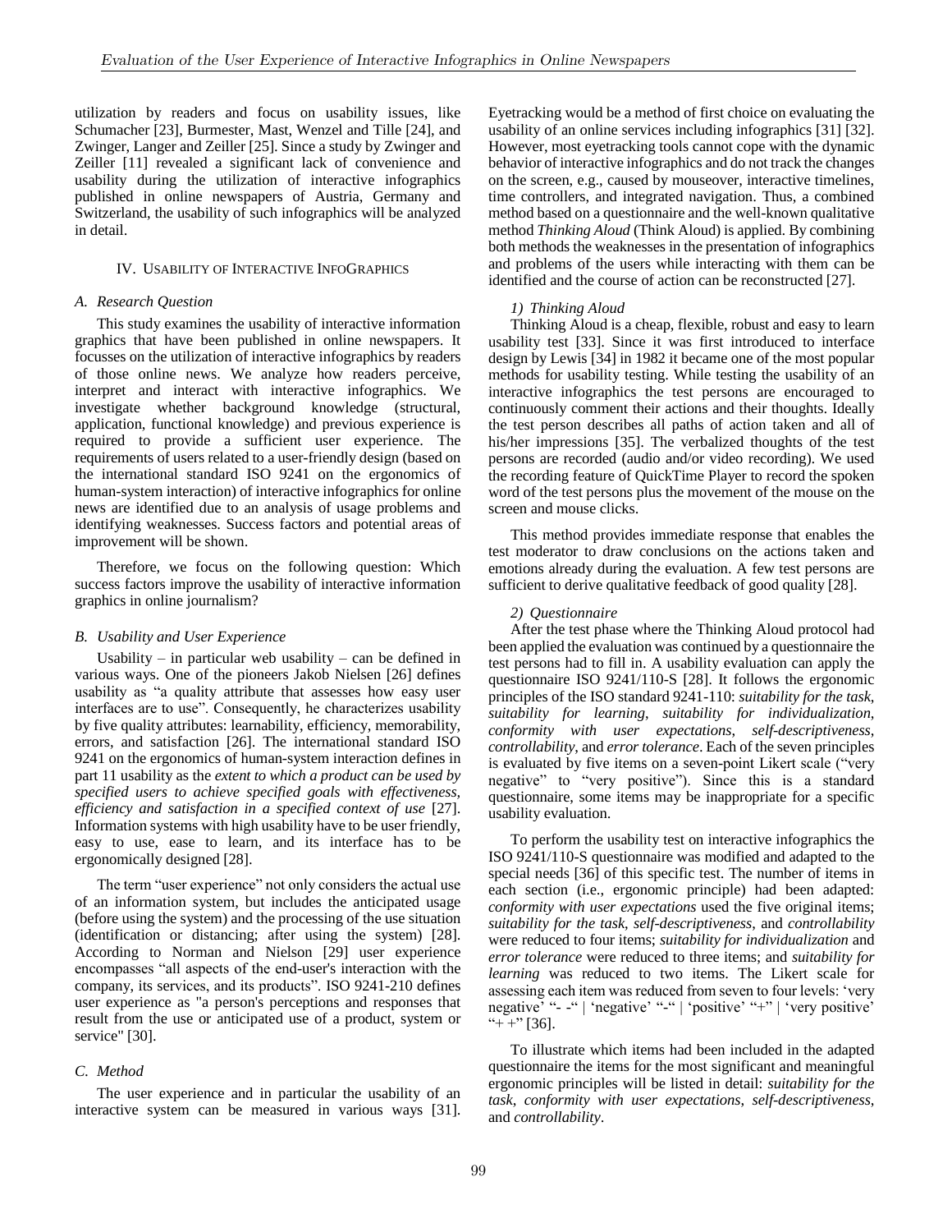utilization by readers and focus on usability issues, like Schumacher [23], Burmester, Mast, Wenzel and Tille [24], and Zwinger, Langer and Zeiller [25]. Since a study by Zwinger and Zeiller [11] revealed a significant lack of convenience and usability during the utilization of interactive infographics published in online newspapers of Austria, Germany and Switzerland, the usability of such infographics will be analyzed in detail.

## IV. USABILITY OF INTERACTIVE INFOGRAPHICS

### A. Research Question

This study examines the usability of interactive information graphics that have been published in online newspapers. It focusses on the utilization of interactive infographics by readers of those online news. We analyze how readers perceive, interpret and interact with interactive infographics. We investigate whether background knowledge (structural, application, functional knowledge) and previous experience is required to provide a sufficient user experience. The requirements of users related to a user-friendly design (based on the international standard ISO 9241 on the ergonomics of human-system interaction) of interactive infographics for online news are identified due to an analysis of usage problems and identifying weaknesses. Success factors and potential areas of improvement will be shown.

Therefore, we focus on the following question: Which success factors improve the usability of interactive information graphics in online journalism?

### B. Usability and User Experience

Usability – in particular web usability – can be defined in various ways. One of the pioneers Jakob Nielsen [26] defines usability as "a quality attribute that assesses how easy user interfaces are to use". Consequently, he characterizes usability by five quality attributes: learnability, efficiency, memorability, errors, and satisfaction [26]. The international standard ISO 9241 on the ergonomics of human-system interaction defines in part 11 usability as the *extent to which a product can be used by specified users to achieve specified goals with effectiveness, efficiency and satisfaction in a specified context of use* [27]. Information systems with high usability have to be user friendly, easy to use, ease to learn, and its interface has to be ergonomically designed [28].

The term "user experience" not only considers the actual use of an information system, but includes the anticipated usage (before using the system) and the processing of the use situation (identification or distancing; after using the system) [28]. According to Norman and Nielson [29] user experience encompasses "all aspects of the end-user's interaction with the company, its services, and its products". ISO 9241-210 defines user experience as "a person's perceptions and responses that result from the use or anticipated use of a product, system or service" [30].

### C. Method

The user experience and in particular the usability of an interactive system can be measured in various ways [31]. Eyetracking would be a method of first choice on evaluating the usability of an online services including infographics [31] [32]. However, most eyetracking tools cannot cope with the dynamic behavior of interactive infographics and do not track the changes on the screen, e.g., caused by mouseover, interactive timelines, time controllers, and integrated navigation. Thus, a combined method based on a questionnaire and the well-known qualitative method *Thinking Aloud* (Think Aloud) is applied. By combining both methods the weaknesses in the presentation of infographics and problems of the users while interacting with them can be identified and the course of action can be reconstructed [27].

#### 1) Thinking Aloud

Thinking Aloud is a cheap, flexible, robust and easy to learn usability test [33]. Since it was first introduced to interface design by Lewis [34] in 1982 it became one of the most popular methods for usability testing. While testing the usability of an interactive infographics the test persons are encouraged to continuously comment their actions and their thoughts. Ideally the test person describes all paths of action taken and all of his/her impressions [35]. The verbalized thoughts of the test persons are recorded (audio and/or video recording). We used the recording feature of QuickTime Player to record the spoken word of the test persons plus the movement of the mouse on the screen and mouse clicks.

This method provides immediate response that enables the test moderator to draw conclusions on the actions taken and emotions already during the evaluation. A few test persons are sufficient to derive qualitative feedback of good quality [28].

#### 2) Questionnaire

After the test phase where the Thinking Aloud protocol had been applied the evaluation was continued by a questionnaire the test persons had to fill in. A usability evaluation can apply the questionnaire ISO 9241/110-S [28]. It follows the ergonomic principles of the ISO standard 9241-110: *suitability for the task*, *suitability for learning*, *suitability for individualization*, *conformity with user expectations*, *self-descriptiveness*, *controllability*, and *error tolerance*. Each of the seven principles is evaluated by five items on a seven-point Likert scale ("very negative" to "very positive"). Since this is a standard questionnaire, some items may be inappropriate for a specific usability evaluation.

To perform the usability test on interactive infographics the ISO 9241/110-S questionnaire was modified and adapted to the special needs [36] of this specific test. The number of items in each section (i.e., ergonomic principle) had been adapted: *conformity with user expectations* used the five original items; *suitability for the task*, *self-descriptiveness*, and *controllability* were reduced to four items; *suitability for individualization* and *error tolerance* were reduced to three items; and *suitability for learning* was reduced to two items. The Likert scale for assessing each item was reduced from seven to four levels: 'very negative' "- -" | 'negative' "-" | 'positive' "+" | 'very positive' "+ +" [36].

To illustrate which items had been included in the adapted questionnaire the items for the most significant and meaningful ergonomic principles will be listed in detail: *suitability for the task*, *conformity with user expectations*, *self-descriptiveness*, and *controllability*.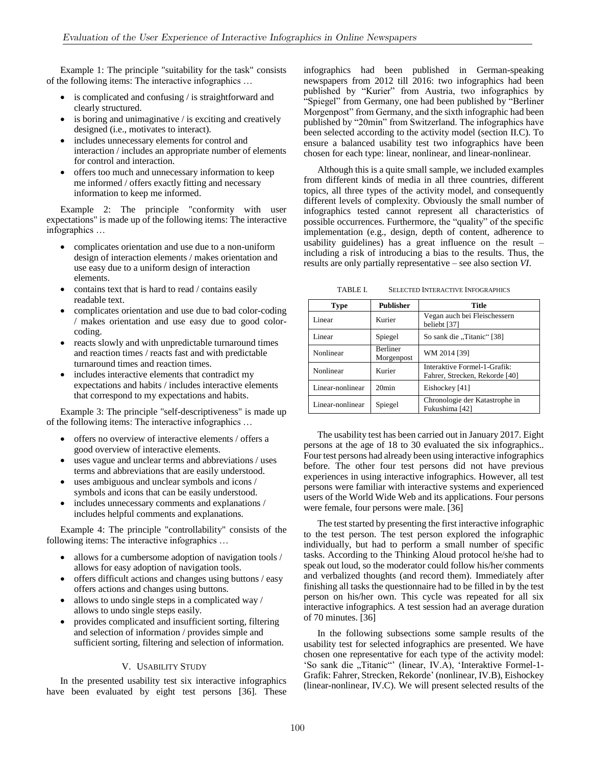Example 1: The principle "suitability for the task" consists of the following items: The interactive infographics …

- is complicated and confusing / is straightforward and clearly structured.
- is boring and unimaginative / is exciting and creatively designed (i.e., motivates to interact).
- includes unnecessary elements for control and interaction / includes an appropriate number of elements for control and interaction.
- offers too much and unnecessary information to keep me informed / offers exactly fitting and necessary information to keep me informed.

Example 2: The principle "conformity with user expectations" is made up of the following items: The interactive infographics …

- complicates orientation and use due to a non-uniform design of interaction elements / makes orientation and use easy due to a uniform design of interaction elements.
- contains text that is hard to read / contains easily readable text.
- complicates orientation and use due to bad color-coding / makes orientation and use easy due to good color-coding.
- reacts slowly and with unpredictable turnaround times and reaction times / reacts fast and with predictable turnaround times and reaction times.
- includes interactive elements that contradict my expectations and habits / includes interactive elements that correspond to my expectations and habits.

Example 3: The principle "self-descriptiveness" is made up of the following items: The interactive infographics …

- offers no overview of interactive elements / offers a good overview of interactive elements.
- uses vague and unclear terms and abbreviations / uses terms and abbreviations that are easily understood.
- uses ambiguous and unclear symbols and icons / symbols and icons that can be easily understood.
- includes unnecessary comments and explanations / includes helpful comments and explanations.

Example 4: The principle "controllability" consists of the following items: The interactive infographics …

- allows for a cumbersome adoption of navigation tools / allows for easy adoption of navigation tools.
- offers difficult actions and changes using buttons / easy offers actions and changes using buttons.
- allows to undo single steps in a complicated way / allows to undo single steps easily.
- provides complicated and insufficient sorting, filtering and selection of information / provides simple and sufficient sorting, filtering and selection of information.

## V. Usability Study

In the presented usability test six interactive infographics have been evaluated by eight test persons [36]. These infographics had been published in German-speaking newspapers from 2012 till 2016: two infographics had been published by "Kurier" from Austria, two infographics by "Spiegel" from Germany, one had been published by "Berliner Morgenpost" from Germany, and the sixth infographic had been published by "20min" from Switzerland. The infographics have been selected according to the activity model (section II.C). To ensure a balanced usability test two infographics have been chosen for each type: linear, nonlinear, and linear-nonlinear.

Although this is a quite small sample, we included examples from different kinds of media in all three countries, different topics, all three types of the activity model, and consequently different levels of complexity. Obviously the small number of infographics tested cannot represent all characteristics of possible occurrences. Furthermore, the "quality" of the specific implementation (e.g., design, depth of content, adherence to usability guidelines) has a great influence on the result – including a risk of introducing a bias to the results. Thus, the results are only partially representative – see also section *VI*.

TABLE I. Selected Interactive Infographics

| Type | Publisher | Title |
|---|---|---|
| Linear | Kurier | Vegan auch bei Fleischessern beliebt [37] |
| Linear | Spiegel | So sank die „Titanic“ [38] |
| Nonlinear | Berliner Morgenpost | WM 2014 [39] |
| Nonlinear | Kurier | Interaktive Formel-1-Grafik: Fahrer, Strecken, Rekorde [40] |
| Linear-nonlinear | 20min | Eishockey [41] |
| Linear-nonlinear | Spiegel | Chronologie der Katastrophe in Fukushima [42] |

The usability test has been carried out in January 2017. Eight persons at the age of 18 to 30 evaluated the six infographics.. Four test persons had already been using interactive infographics before. The other four test persons did not have previous experiences in using interactive infographics. However, all test persons were familiar with interactive systems and experienced users of the World Wide Web and its applications. Four persons were female, four persons were male. [36]

The test started by presenting the first interactive infographic to the test person. The test person explored the infographic individually, but had to perform a small number of specific tasks. According to the Thinking Aloud protocol he/she had to speak out loud, so the moderator could follow his/her comments and verbalized thoughts (and record them). Immediately after finishing all tasks the questionnaire had to be filled in by the test person on his/her own. This cycle was repeated for all six interactive infographics. A test session had an average duration of 70 minutes. [36]

In the following subsections some sample results of the usability test for selected infographics are presented. We have chosen one representative for each type of the activity model: 'So sank die „Titanic“' (linear, IV.A), 'Interaktive Formel-1-Grafik: Fahrer, Strecken, Rekorde' (nonlinear, IV.B), Eishockey (linear-nonlinear, IV.C). We will present selected results of the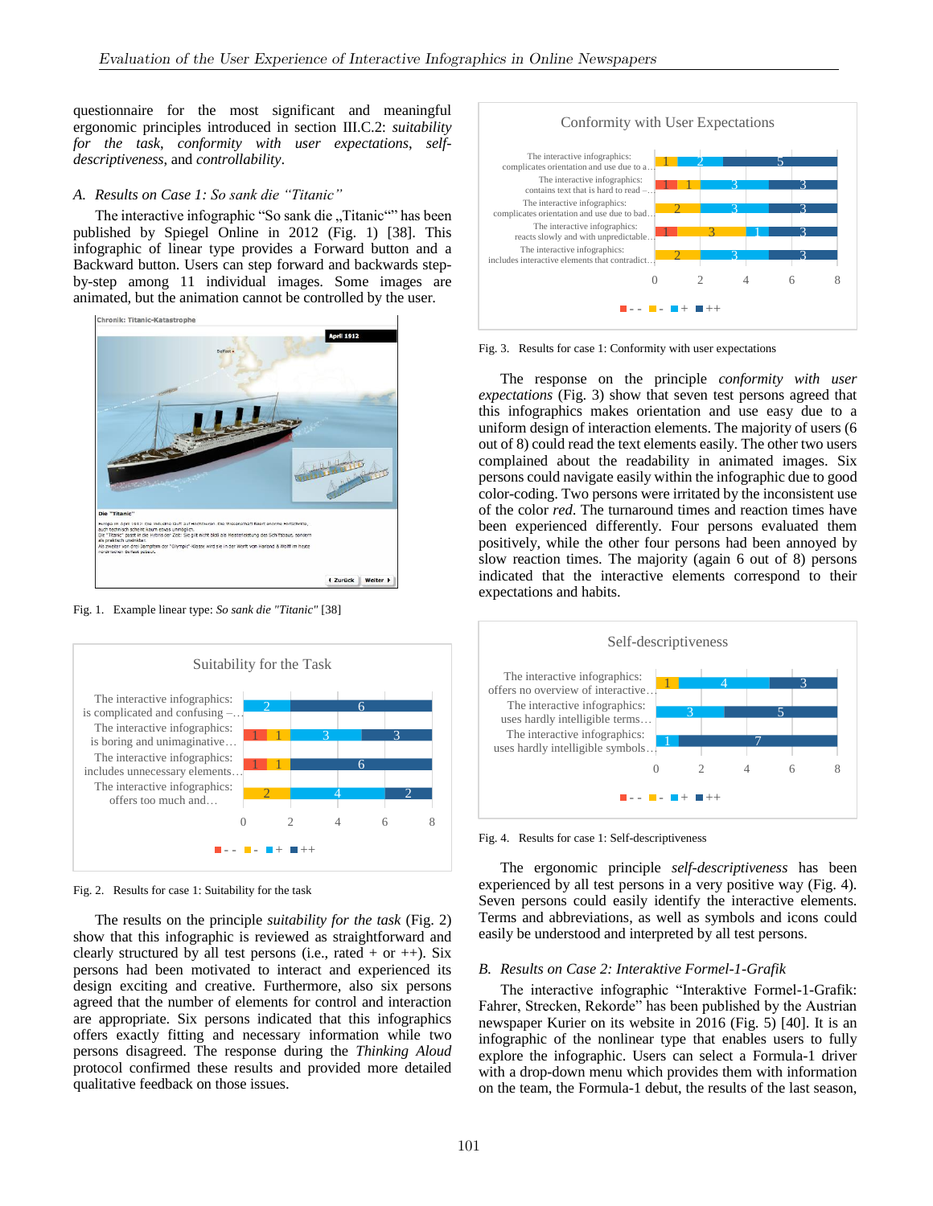questionnaire for the most significant and meaningful ergonomic principles introduced in section III.C.2: *suitability for the task*, *conformity with user expectations*, *self-descriptiveness*, and *controllability*.

### *A. Results on Case 1: So sank die "Titanic"*

The interactive infographic "So sank die „Titanic"" has been published by Spiegel Online in 2012 (Fig. 1) [38]. This infographic of linear type provides a Forward button and a Backward button. Users can step forward and backwards step-by-step among 11 individual images. Some images are animated, but the animation cannot be controlled by the user.

Fig. 1. Example linear type: *So sank die "Titanic"* [38]

Fig. 2. Results for case 1: Suitability for the task

The results on the principle *suitability for the task* (Fig. 2) show that this infographic is reviewed as straightforward and clearly structured by all test persons (i.e., rated + or ++). Six persons had been motivated to interact and experienced its design exciting and creative. Furthermore, also six persons agreed that the number of elements for control and interaction are appropriate. Six persons indicated that this infographics offers exactly fitting and necessary information while two persons disagreed. The response during the *Thinking Aloud* protocol confirmed these results and provided more detailed qualitative feedback on those issues.

Fig. 3. Results for case 1: Conformity with user expectations

The response on the principle *conformity with user expectations* (Fig. 3) show that seven test persons agreed that this infographics makes orientation and use easy due to a uniform design of interaction elements. The majority of users (6 out of 8) could read the text elements easily. The other two users complained about the readability in animated images. Six persons could navigate easily within the infographic due to good color-coding. Two persons were irritated by the inconsistent use of the color *red*. The turnaround times and reaction times have been experienced differently. Four persons evaluated them positively, while the other four persons had been annoyed by slow reaction times. The majority (again 6 out of 8) persons indicated that the interactive elements correspond to their expectations and habits.

Fig. 4. Results for case 1: Self-descriptiveness

The ergonomic principle *self-descriptiveness* has been experienced by all test persons in a very positive way (Fig. 4). Seven persons could easily identify the interactive elements. Terms and abbreviations, as well as symbols and icons could easily be understood and interpreted by all test persons.

### *B. Results on Case 2: Interaktive Formel-1-Grafik*

The interactive infographic "Interaktive Formel-1-Grafik: Fahrer, Strecken, Rekorde" has been published by the Austrian newspaper Kurier on its website in 2016 (Fig. 5) [40]. It is an infographic of the nonlinear type that enables users to fully explore the infographic. Users can select a Formula-1 driver with a drop-down menu which provides them with information on the team, the Formula-1 debut, the results of the last season,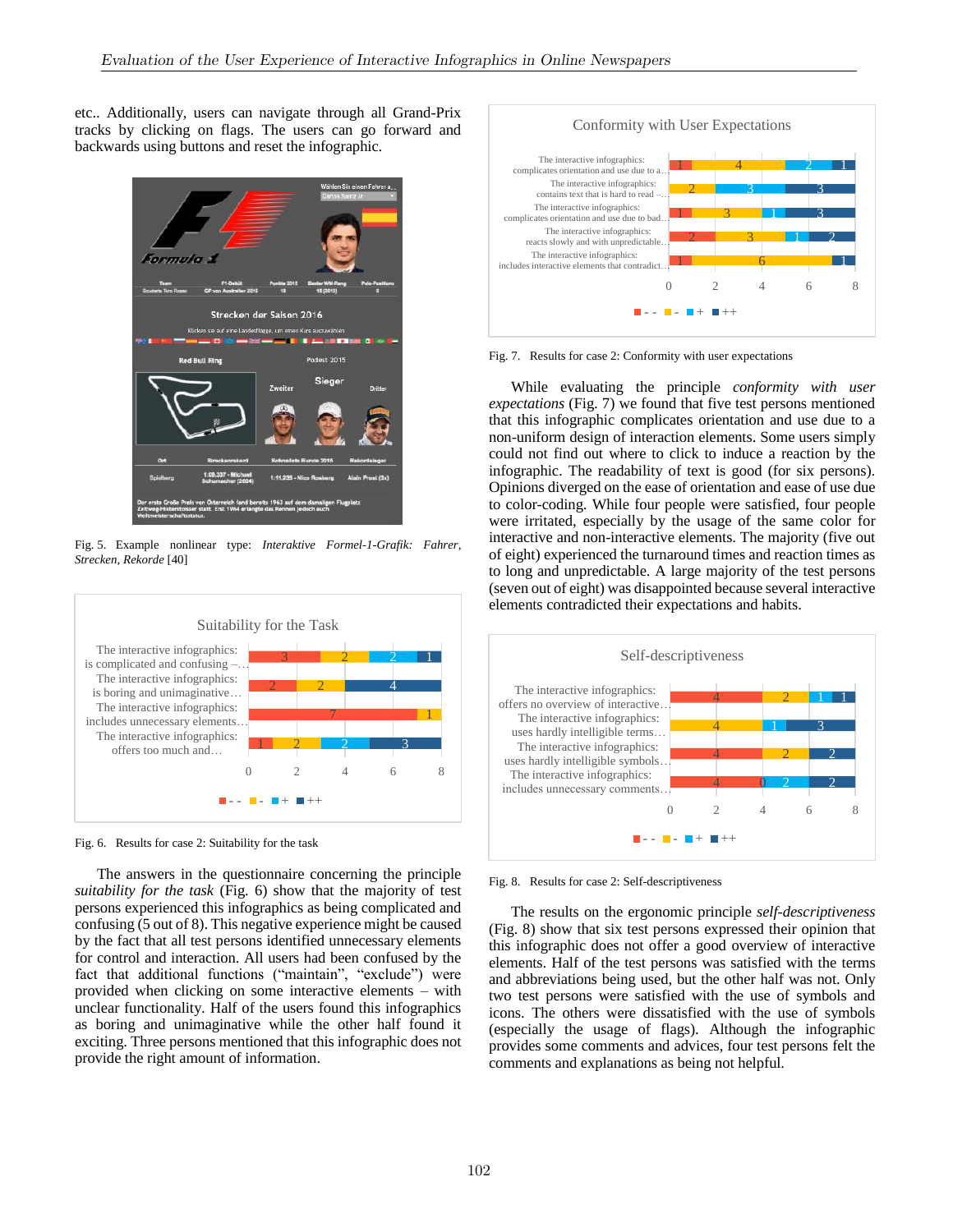etc.. Additionally, users can navigate through all Grand-Prix tracks by clicking on flags. The users can go forward and backwards using buttons and reset the infographic.

Fig. 5. Example nonlinear type: *Interaktive Formel-1-Grafik: Fahrer, Strecken, Rekorde* [40]

Fig. 6. Results for case 2: Suitability for the task

The answers in the questionnaire concerning the principle *suitability for the task* (Fig. 6) show that the majority of test persons experienced this infographics as being complicated and confusing (5 out of 8). This negative experience might be caused by the fact that all test persons identified unnecessary elements for control and interaction. All users had been confused by the fact that additional functions ("maintain", "exclude") were provided when clicking on some interactive elements – with unclear functionality. Half of the users found this infographics as boring and unimaginative while the other half found it exciting. Three persons mentioned that this infographic does not provide the right amount of information.

Fig. 7. Results for case 2: Conformity with user expectations

While evaluating the principle *conformity with user expectations* (Fig. 7) we found that five test persons mentioned that this infographic complicates orientation and use due to a non-uniform design of interaction elements. Some users simply could not find out where to click to induce a reaction by the infographic. The readability of text is good (for six persons). Opinions diverged on the ease of orientation and ease of use due to color-coding. While four people were satisfied, four people were irritated, especially by the usage of the same color for interactive and non-interactive elements. The majority (five out of eight) experienced the turnaround times and reaction times as to long and unpredictable. A large majority of the test persons (seven out of eight) was disappointed because several interactive elements contradicted their expectations and habits.

Fig. 8. Results for case 2: Self-descriptiveness

The results on the ergonomic principle *self-descriptiveness* (Fig. 8) show that six test persons expressed their opinion that this infographic does not offer a good overview of interactive elements. Half of the test persons was satisfied with the terms and abbreviations being used, but the other half was not. Only two test persons were satisfied with the use of symbols and icons. The others were dissatisfied with the use of symbols (especially the usage of flags). Although the infographic provides some comments and advices, four test persons felt the comments and explanations as being not helpful.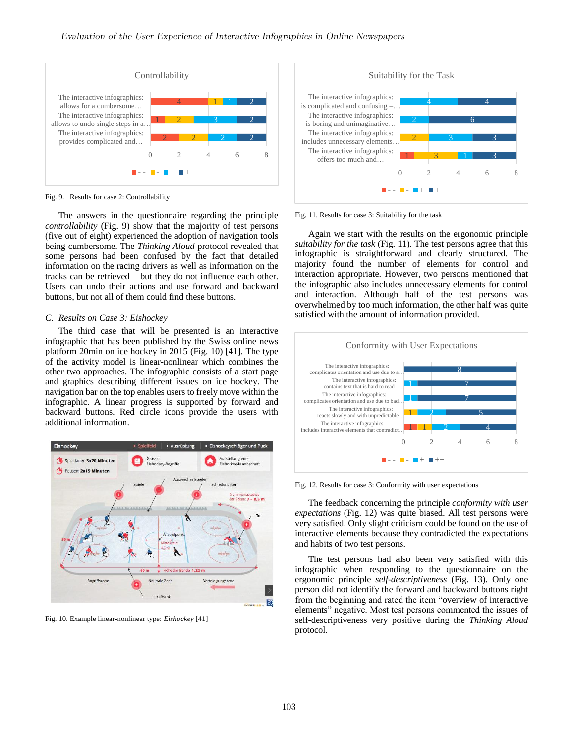Fig. 9. Results for case 2: Controllability

The answers in the questionnaire regarding the principle *controllability* (Fig. 9) show that the majority of test persons (five out of eight) experienced the adoption of navigation tools being cumbersome. The *Thinking Aloud* protocol revealed that some persons had been confused by the fact that detailed information on the racing drivers as well as information on the tracks can be retrieved – but they do not influence each other. Users can undo their actions and use forward and backward buttons, but not all of them could find these buttons.

### C. Results on Case 3: Eishockey

The third case that will be presented is an interactive infographic that has been published by the Swiss online news platform 20min on ice hockey in 2015 (Fig. 10) [41]. The type of the activity model is linear-nonlinear which combines the other two approaches. The infographic consists of a start page and graphics describing different issues on ice hockey. The navigation bar on the top enables users to freely move within the infographic. A linear progress is supported by forward and backward buttons. Red circle icons provide the users with additional information.

Fig. 10. Example linear-nonlinear type: *Eishockey* [41]

Fig. 11. Results for case 3: Suitability for the task

Again we start with the results on the ergonomic principle *suitability for the task* (Fig. 11). The test persons agree that this infographic is straightforward and clearly structured. The majority found the number of elements for control and interaction appropriate. However, two persons mentioned that the infographic also includes unnecessary elements for control and interaction. Although half of the test persons was overwhelmed by too much information, the other half was quite satisfied with the amount of information provided.

Fig. 12. Results for case 3: Conformity with user expectations

The feedback concerning the principle *conformity with user expectations* (Fig. 12) was quite biased. All test persons were very satisfied. Only slight criticism could be found on the use of interactive elements because they contradicted the expectations and habits of two test persons.

The test persons had also been very satisfied with this infographic when responding to the questionnaire on the ergonomic principle *self-descriptiveness* (Fig. 13). Only one person did not identify the forward and backward buttons right from the beginning and rated the item "overview of interactive elements" negative. Most test persons commented the issues of self-descriptiveness very positive during the *Thinking Aloud* protocol.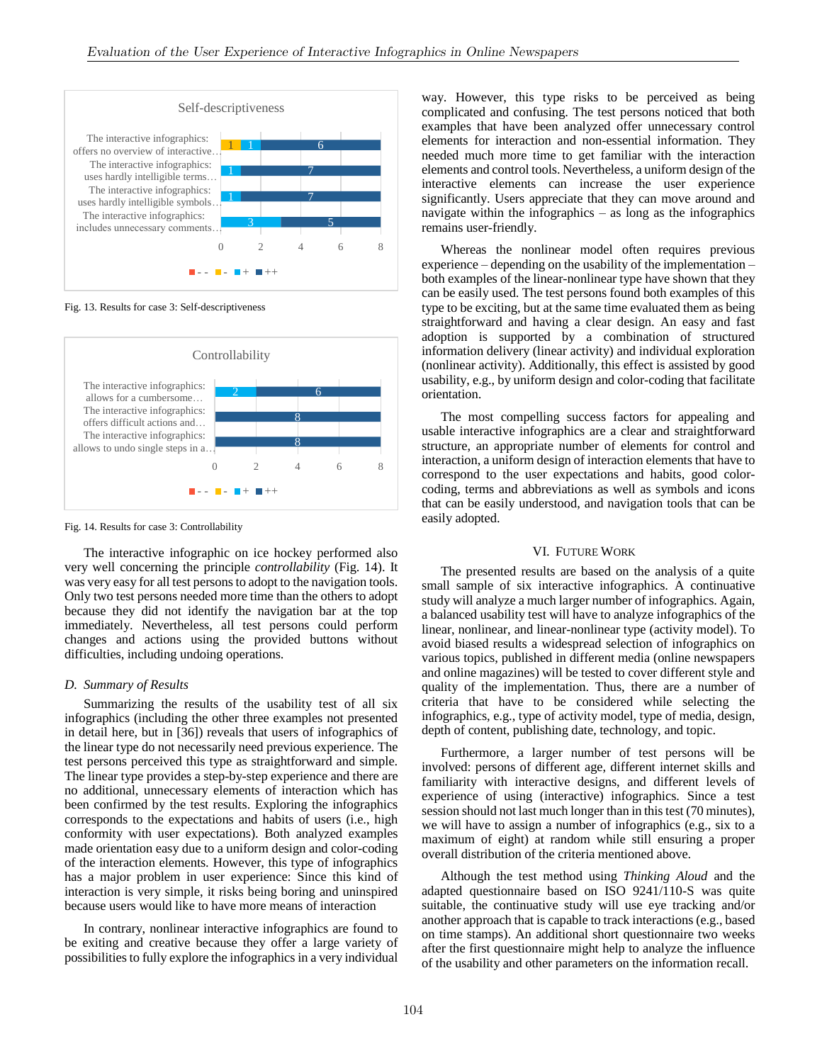Fig. 13. Results for case 3: Self-descriptiveness

Fig. 14. Results for case 3: Controllability

The interactive infographic on ice hockey performed also very well concerning the principle *controllability* (Fig. 14). It was very easy for all test persons to adopt to the navigation tools. Only two test persons needed more time than the others to adopt because they did not identify the navigation bar at the top immediately. Nevertheless, all test persons could perform changes and actions using the provided buttons without difficulties, including undoing operations.

### D. Summary of Results

Summarizing the results of the usability test of all six infographics (including the other three examples not presented in detail here, but in [36]) reveals that users of infographics of the linear type do not necessarily need previous experience. The test persons perceived this type as straightforward and simple. The linear type provides a step-by-step experience and there are no additional, unnecessary elements of interaction which has been confirmed by the test results. Exploring the infographics corresponds to the expectations and habits of users (i.e., high conformity with user expectations). Both analyzed examples made orientation easy due to a uniform design and color-coding of the interaction elements. However, this type of infographics has a major problem in user experience: Since this kind of interaction is very simple, it risks being boring and uninspired because users would like to have more means of interaction

In contrary, nonlinear interactive infographics are found to be exiting and creative because they offer a large variety of possibilities to fully explore the infographics in a very individual way. However, this type risks to be perceived as being complicated and confusing. The test persons noticed that both examples that have been analyzed offer unnecessary control elements for interaction and non-essential information. They needed much more time to get familiar with the interaction elements and control tools. Nevertheless, a uniform design of the interactive elements can increase the user experience significantly. Users appreciate that they can move around and navigate within the infographics – as long as the infographics remains user-friendly.

Whereas the nonlinear model often requires previous experience – depending on the usability of the implementation – both examples of the linear-nonlinear type have shown that they can be easily used. The test persons found both examples of this type to be exciting, but at the same time evaluated them as being straightforward and having a clear design. An easy and fast adoption is supported by a combination of structured information delivery (linear activity) and individual exploration (nonlinear activity). Additionally, this effect is assisted by good usability, e.g., by uniform design and color-coding that facilitate orientation.

The most compelling success factors for appealing and usable interactive infographics are a clear and straightforward structure, an appropriate number of elements for control and interaction, a uniform design of interaction elements that have to correspond to the user expectations and habits, good color-coding, terms and abbreviations as well as symbols and icons that can be easily understood, and navigation tools that can be easily adopted.

## VI. Future Work

The presented results are based on the analysis of a quite small sample of six interactive infographics. A continuative study will analyze a much larger number of infographics. Again, a balanced usability test will have to analyze infographics of the linear, nonlinear, and linear-nonlinear type (activity model). To avoid biased results a widespread selection of infographics on various topics, published in different media (online newspapers and online magazines) will be tested to cover different style and quality of the implementation. Thus, there are a number of criteria that have to be considered while selecting the infographics, e.g., type of activity model, type of media, design, depth of content, publishing date, technology, and topic.

Furthermore, a larger number of test persons will be involved: persons of different age, different internet skills and familiarity with interactive designs, and different levels of experience of using (interactive) infographics. Since a test session should not last much longer than in this test (70 minutes), we will have to assign a number of infographics (e.g., six to a maximum of eight) at random while still ensuring a proper overall distribution of the criteria mentioned above.

Although the test method using *Thinking Aloud* and the adapted questionnaire based on ISO 9241/110-S was quite suitable, the continuative study will use eye tracking and/or another approach that is capable to track interactions (e.g., based on time stamps). An additional short questionnaire two weeks after the first questionnaire might help to analyze the influence of the usability and other parameters on the information recall.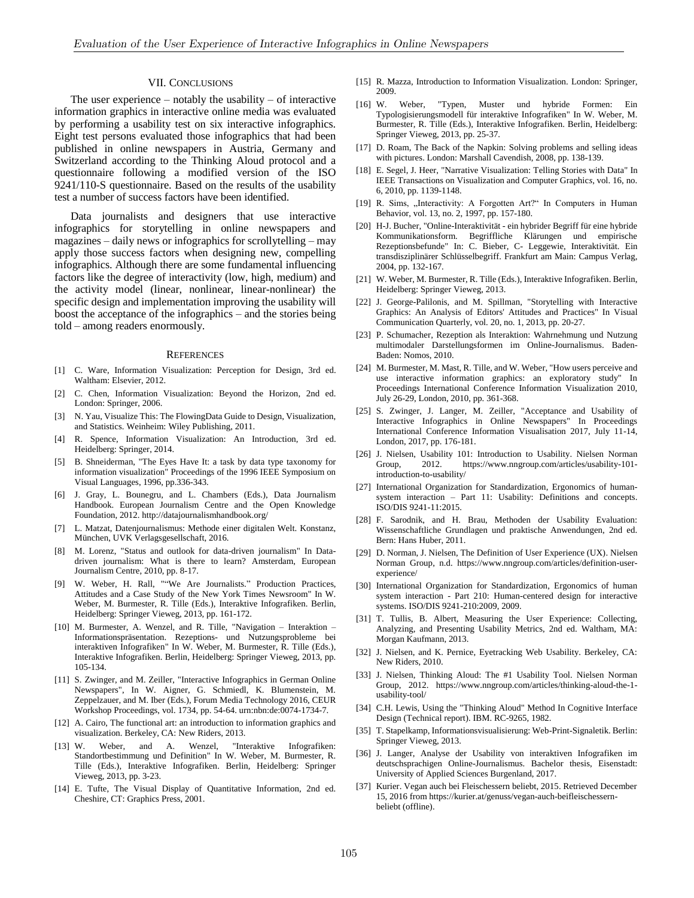## VII. Conclusions

The user experience – notably the usability – of interactive information graphics in interactive online media was evaluated by performing a usability test on six interactive infographics. Eight test persons evaluated those infographics that had been published in online newspapers in Austria, Germany and Switzerland according to the Thinking Aloud protocol and a questionnaire following a modified version of the ISO 9241/110-S questionnaire. Based on the results of the usability test a number of success factors have been identified.

Data journalists and designers that use interactive infographics for storytelling in online newspapers and magazines – daily news or infographics for scrollytelling – may apply those success factors when designing new, compelling infographics. Although there are some fundamental influencing factors like the degree of interactivity (low, high, medium) and the activity model (linear, nonlinear, linear-nonlinear) the specific design and implementation improving the usability will boost the acceptance of the infographics – and the stories being told – among readers enormously.

## References

[1] C. Ware, Information Visualization: Perception for Design, 3rd ed. Waltham: Elsevier, 2012.

[2] C. Chen, Information Visualization: Beyond the Horizon, 2nd ed. London: Springer, 2006.

[3] N. Yau, Visualize This: The FlowingData Guide to Design, Visualization, and Statistics. Weinheim: Wiley Publishing, 2011.

[4] R. Spence, Information Visualization: An Introduction, 3rd ed. Heidelberg: Springer, 2014.

[5] B. Shneiderman, "The Eyes Have It: a task by data type taxonomy for information visualization" Proceedings of the 1996 IEEE Symposium on Visual Languages, 1996, pp.336-343.

[6] J. Gray, L. Bounegru, and L. Chambers (Eds.), Data Journalism Handbook. European Journalism Centre and the Open Knowledge Foundation, 2012. http://datajournalismhandbook.org/

[7] L. Matzat, Datenjournalismus: Methode einer digitalen Welt. Konstanz, München, UVK Verlagsgesellschaft, 2016.

[8] M. Lorenz, "Status and outlook for data-driven journalism" In Data-driven journalism: What is there to learn? Amsterdam, European Journalism Centre, 2010, pp. 8-17.

[9] W. Weber, H. Rall, "“We Are Journalists.” Production Practices, Attitudes and a Case Study of the New York Times Newsroom" In W. Weber, M. Burmester, R. Tille (Eds.), Interaktive Infografiken. Berlin, Heidelberg: Springer Vieweg, 2013, pp. 161-172.

[10] M. Burmester, A. Wenzel, and R. Tille, "Navigation – Interaktion – Informationspräsentation. Rezeptions- und Nutzungsprobleme bei interaktiven Infografiken" In W. Weber, M. Burmester, R. Tille (Eds.), Interaktive Infografiken. Berlin, Heidelberg: Springer Vieweg, 2013, pp. 105-134.

[11] S. Zwinger, and M. Zeiller, "Interactive Infographics in German Online Newspapers", In W. Aigner, G. Schmiedl, K. Blumenstein, M. Zeppelzauer, and M. Iber (Eds.), Forum Media Technology 2016, CEUR Workshop Proceedings, vol. 1734, pp. 54-64. urn:nbn:de:0074-1734-7.

[12] A. Cairo, The functional art: an introduction to information graphics and visualization. Berkeley, CA: New Riders, 2013.

[13] W. Weber, and A. Wenzel, "Interaktive Infografiken: Standortbestimmung und Definition" In W. Weber, M. Burmester, R. Tille (Eds.), Interaktive Infografiken. Berlin, Heidelberg: Springer Vieweg, 2013, pp. 3-23.

[14] E. Tufte, The Visual Display of Quantitative Information, 2nd ed. Cheshire, CT: Graphics Press, 2001.

[15] R. Mazza, Introduction to Information Visualization. London: Springer, 2009.

[16] W. Weber, "Typen, Muster und hybride Formen: Ein Typologisierungsmodell für interaktive Infografiken" In W. Weber, M. Burmester, R. Tille (Eds.), Interaktive Infografiken. Berlin, Heidelberg: Springer Vieweg, 2013, pp. 25-37.

[17] D. Roam, The Back of the Napkin: Solving problems and selling ideas with pictures. London: Marshall Cavendish, 2008, pp. 138-139.

[18] E. Segel, J. Heer, "Narrative Visualization: Telling Stories with Data" In IEEE Transactions on Visualization and Computer Graphics, vol. 16, no. 6, 2010, pp. 1139-1148.

[19] R. Sims, „Interactivity: A Forgotten Art?“ In Computers in Human Behavior, vol. 13, no. 2, 1997, pp. 157-180.

[20] H-J. Bucher, "Online-Interaktivität - ein hybrider Begriff für eine hybride Kommunikationsform. Begriffliche Klärungen und empirische Rezeptionsbefunde" In: C. Bieber, C- Leggewie, Interaktivität. Ein transdisziplinärer Schlüsselbegriff. Frankfurt am Main: Campus Verlag, 2004, pp. 132-167.

[21] W. Weber, M. Burmester, R. Tille (Eds.), Interaktive Infografiken. Berlin, Heidelberg: Springer Vieweg, 2013.

[22] J. George-Palilonis, and M. Spillman, "Storytelling with Interactive Graphics: An Analysis of Editors' Attitudes and Practices" In Visual Communication Quarterly, vol. 20, no. 1, 2013, pp. 20-27.

[23] P. Schumacher, Rezeption als Interaktion: Wahrnehmung und Nutzung multimodaler Darstellungsformen im Online-Journalismus. Baden-Baden: Nomos, 2010.

[24] M. Burmester, M. Mast, R. Tille, and W. Weber, "How users perceive and use interactive information graphics: an exploratory study" In Proceedings International Conference Information Visualization 2010, July 26-29, London, 2010, pp. 361-368.

[25] S. Zwinger, J. Langer, M. Zeiller, "Acceptance and Usability of Interactive Infographics in Online Newspapers" In Proceedings International Conference Information Visualisation 2017, July 11-14, London, 2017, pp. 176-181.

[26] J. Nielsen, Usability 101: Introduction to Usability. Nielsen Norman Group, 2012. https://www.nngroup.com/articles/usability-101-introduction-to-usability/

[27] International Organization for Standardization, Ergonomics of human-system interaction – Part 11: Usability: Definitions and concepts. ISO/DIS 9241-11:2015.

[28] F. Sarodnik, and H. Brau, Methoden der Usability Evaluation: Wissenschaftliche Grundlagen und praktische Anwendungen, 2nd ed. Bern: Hans Huber, 2011.

[29] D. Norman, J. Nielsen, The Definition of User Experience (UX). Nielsen Norman Group, n.d. https://www.nngroup.com/articles/definition-user-experience/

[30] International Organization for Standardization, Ergonomics of human system interaction - Part 210: Human-centered design for interactive systems. ISO/DIS 9241-210:2009, 2009.

[31] T. Tullis, B. Albert, Measuring the User Experience: Collecting, Analyzing, and Presenting Usability Metrics, 2nd ed. Waltham, MA: Morgan Kaufmann, 2013.

[32] J. Nielsen, and K. Pernice, Eyetracking Web Usability. Berkeley, CA: New Riders, 2010.

[33] J. Nielsen, Thinking Aloud: The #1 Usability Tool. Nielsen Norman Group, 2012. https://www.nngroup.com/articles/thinking-aloud-the-1-usability-tool/

[34] C.H. Lewis, Using the "Thinking Aloud" Method In Cognitive Interface Design (Technical report). IBM. RC-9265, 1982.

[35] T. Stapelkamp, Informationsvisualisierung: Web-Print-Signaletik. Berlin: Springer Vieweg, 2013.

[36] J. Langer, Analyse der Usability von interaktiven Infografiken im deutschsprachigen Online-Journalismus. Bachelor thesis, Eisenstadt: University of Applied Sciences Burgenland, 2017.

[37] Kurier. Vegan auch bei Fleischessern beliebt, 2015. Retrieved December 15, 2016 from https://kurier.at/genuss/vegan-auch-beifleischessern-beliebt (offline).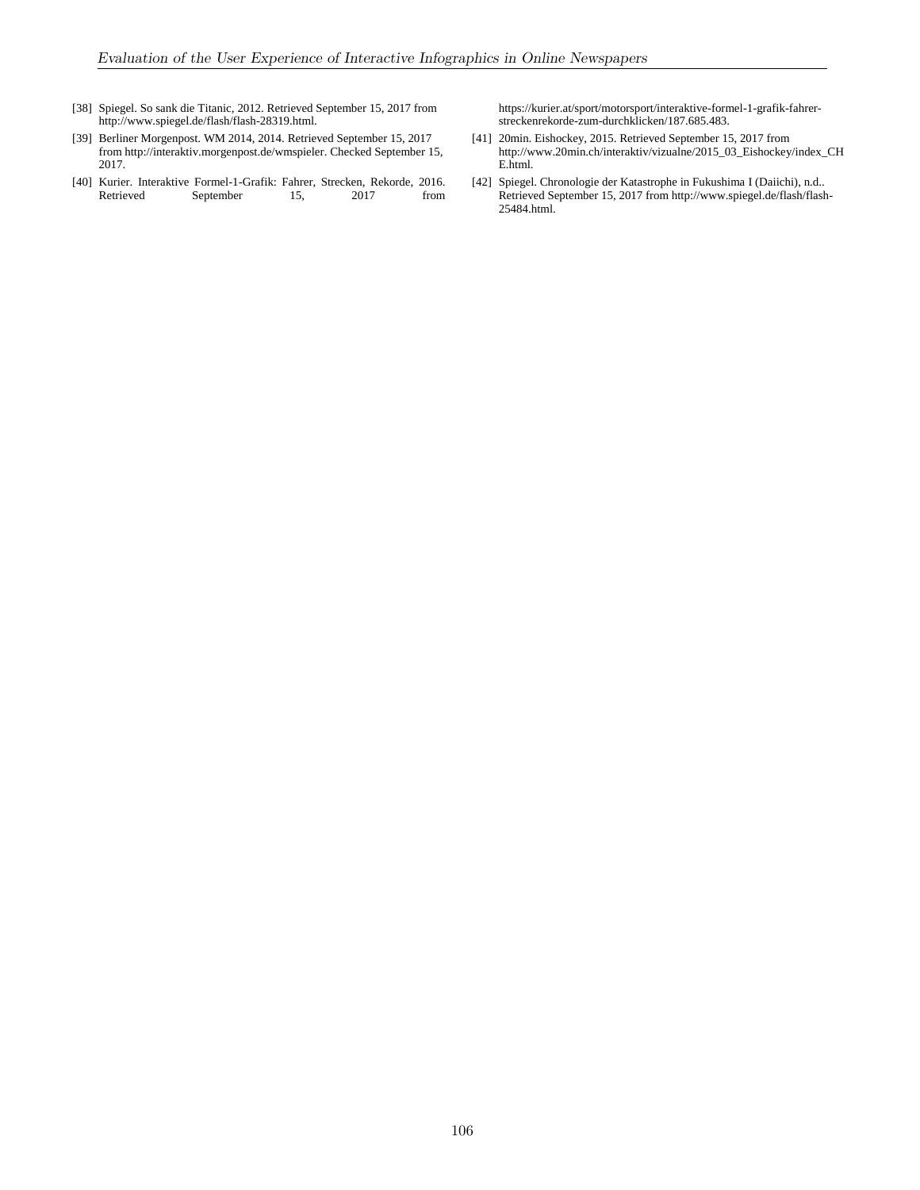[38] Spiegel. So sank die Titanic, 2012. Retrieved September 15, 2017 from http://www.spiegel.de/flash/flash-28319.html.

[39] Berliner Morgenpost. WM 2014, 2014. Retrieved September 15, 2017 from http://interaktiv.morgenpost.de/wmspieler. Checked September 15, 2017.

[40] Kurier. Interaktive Formel-1-Grafik: Fahrer, Strecken, Rekorde, 2016. Retrieved September 15, 2017 from https://kurier.at/sport/motorsport/interaktive-formel-1-grafik-fahrer-streckenrekorde-zum-durchklicken/187.685.483.

[41] 20min. Eishockey, 2015. Retrieved September 15, 2017 from http://www.20min.ch/interaktiv/vizualne/2015_03_Eishockey/index_CHE.html.

[42] Spiegel. Chronologie der Katastrophe in Fukushima I (Daiichi), n.d.. Retrieved September 15, 2017 from http://www.spiegel.de/flash/flash-25484.html.